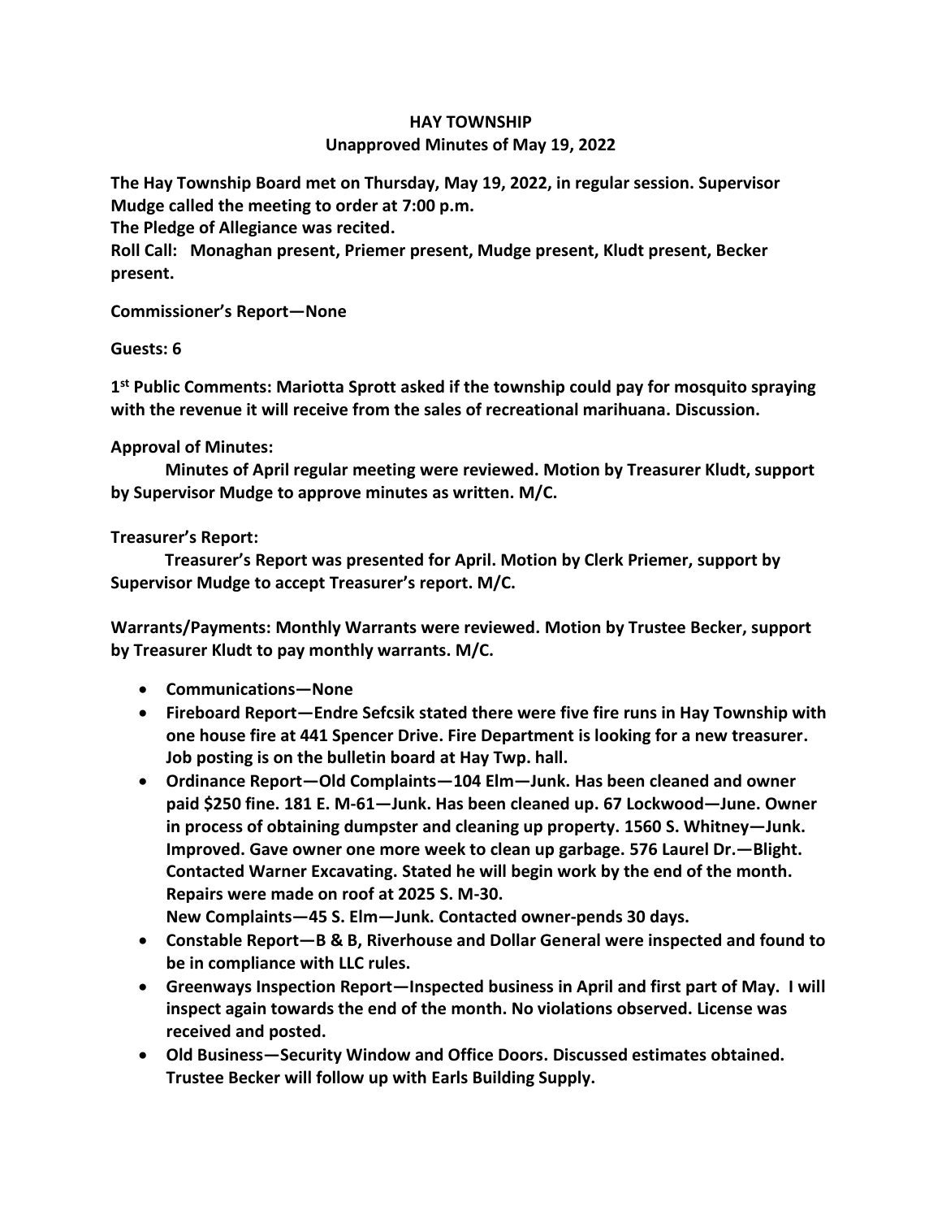# HAY TOWNSHIP
## Unapproved Minutes of May 19, 2022

**The Hay Township Board met on Thursday, May 19, 2022, in regular session. Supervisor Mudge called the meeting to order at 7:00 p.m.**

**The Pledge of Allegiance was recited.**

**Roll Call: Monaghan present, Priemer present, Mudge present, Kludt present, Becker present.**

**Commissioner's Report—None**

**Guests: 6**

**1st Public Comments: Mariotta Sprott asked if the township could pay for mosquito spraying with the revenue it will receive from the sales of recreational marihuana. Discussion.**

**Approval of Minutes:**

**Minutes of April regular meeting were reviewed. Motion by Treasurer Kludt, support by Supervisor Mudge to approve minutes as written. M/C.**

**Treasurer's Report:**

**Treasurer's Report was presented for April. Motion by Clerk Priemer, support by Supervisor Mudge to accept Treasurer's report. M/C.**

**Warrants/Payments: Monthly Warrants were reviewed. Motion by Trustee Becker, support by Treasurer Kludt to pay monthly warrants. M/C.**

- **Communications—None**
- **Fireboard Report—Endre Sefcsik stated there were five fire runs in Hay Township with one house fire at 441 Spencer Drive. Fire Department is looking for a new treasurer. Job posting is on the bulletin board at Hay Twp. hall.**
- **Ordinance Report—Old Complaints—104 Elm—Junk. Has been cleaned and owner paid $250 fine. 181 E. M-61—Junk. Has been cleaned up. 67 Lockwood—June. Owner in process of obtaining dumpster and cleaning up property. 1560 S. Whitney—Junk. Improved. Gave owner one more week to clean up garbage. 576 Laurel Dr.—Blight. Contacted Warner Excavating. Stated he will begin work by the end of the month. Repairs were made on roof at 2025 S. M-30.**
  **New Complaints—45 S. Elm—Junk. Contacted owner-pends 30 days.**
- **Constable Report—B & B, Riverhouse and Dollar General were inspected and found to be in compliance with LLC rules.**
- **Greenways Inspection Report—Inspected business in April and first part of May. I will inspect again towards the end of the month. No violations observed. License was received and posted.**
- **Old Business—Security Window and Office Doors. Discussed estimates obtained. Trustee Becker will follow up with Earls Building Supply.**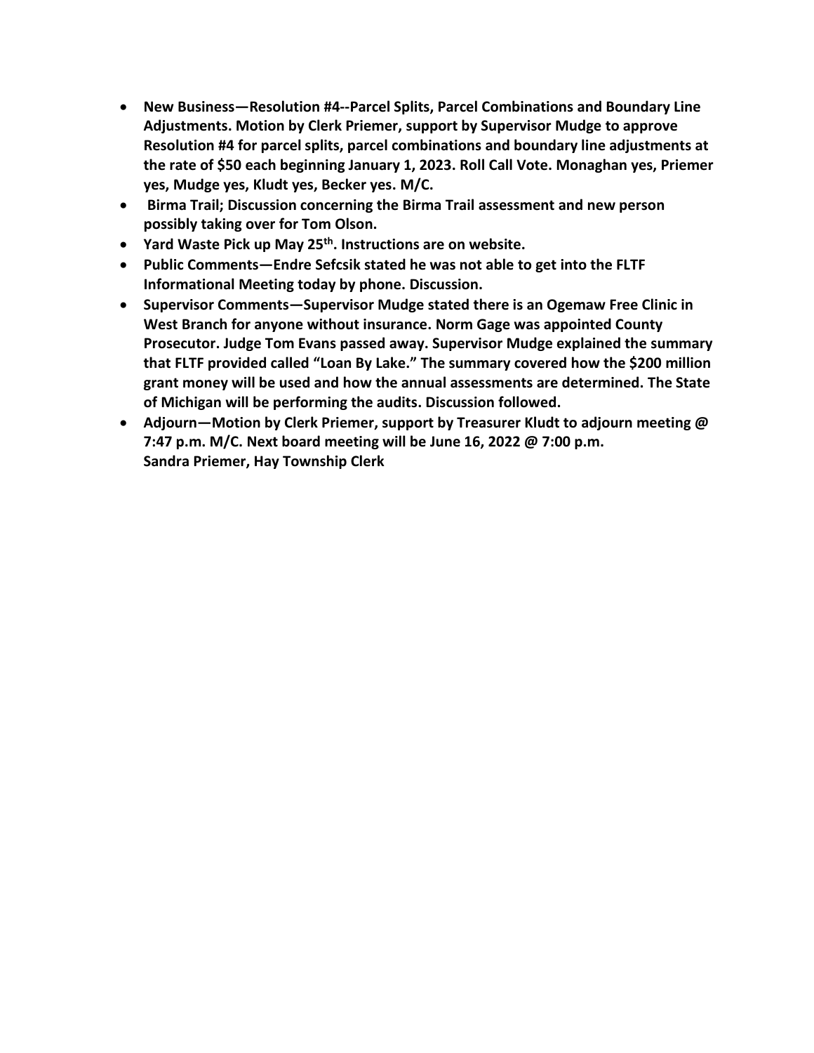- **New Business—Resolution #4--Parcel Splits, Parcel Combinations and Boundary Line Adjustments. Motion by Clerk Priemer, support by Supervisor Mudge to approve Resolution #4 for parcel splits, parcel combinations and boundary line adjustments at the rate of $50 each beginning January 1, 2023. Roll Call Vote. Monaghan yes, Priemer yes, Mudge yes, Kludt yes, Becker yes. M/C.**
- **Birma Trail; Discussion concerning the Birma Trail assessment and new person possibly taking over for Tom Olson.**
- **Yard Waste Pick up May 25th. Instructions are on website.**
- **Public Comments—Endre Sefcsik stated he was not able to get into the FLTF Informational Meeting today by phone. Discussion.**
- **Supervisor Comments—Supervisor Mudge stated there is an Ogemaw Free Clinic in West Branch for anyone without insurance. Norm Gage was appointed County Prosecutor. Judge Tom Evans passed away. Supervisor Mudge explained the summary that FLTF provided called "Loan By Lake." The summary covered how the $200 million grant money will be used and how the annual assessments are determined. The State of Michigan will be performing the audits. Discussion followed.**
- **Adjourn—Motion by Clerk Priemer, support by Treasurer Kludt to adjourn meeting @ 7:47 p.m. M/C. Next board meeting will be June 16, 2022 @ 7:00 p.m.**
  **Sandra Priemer, Hay Township Clerk**